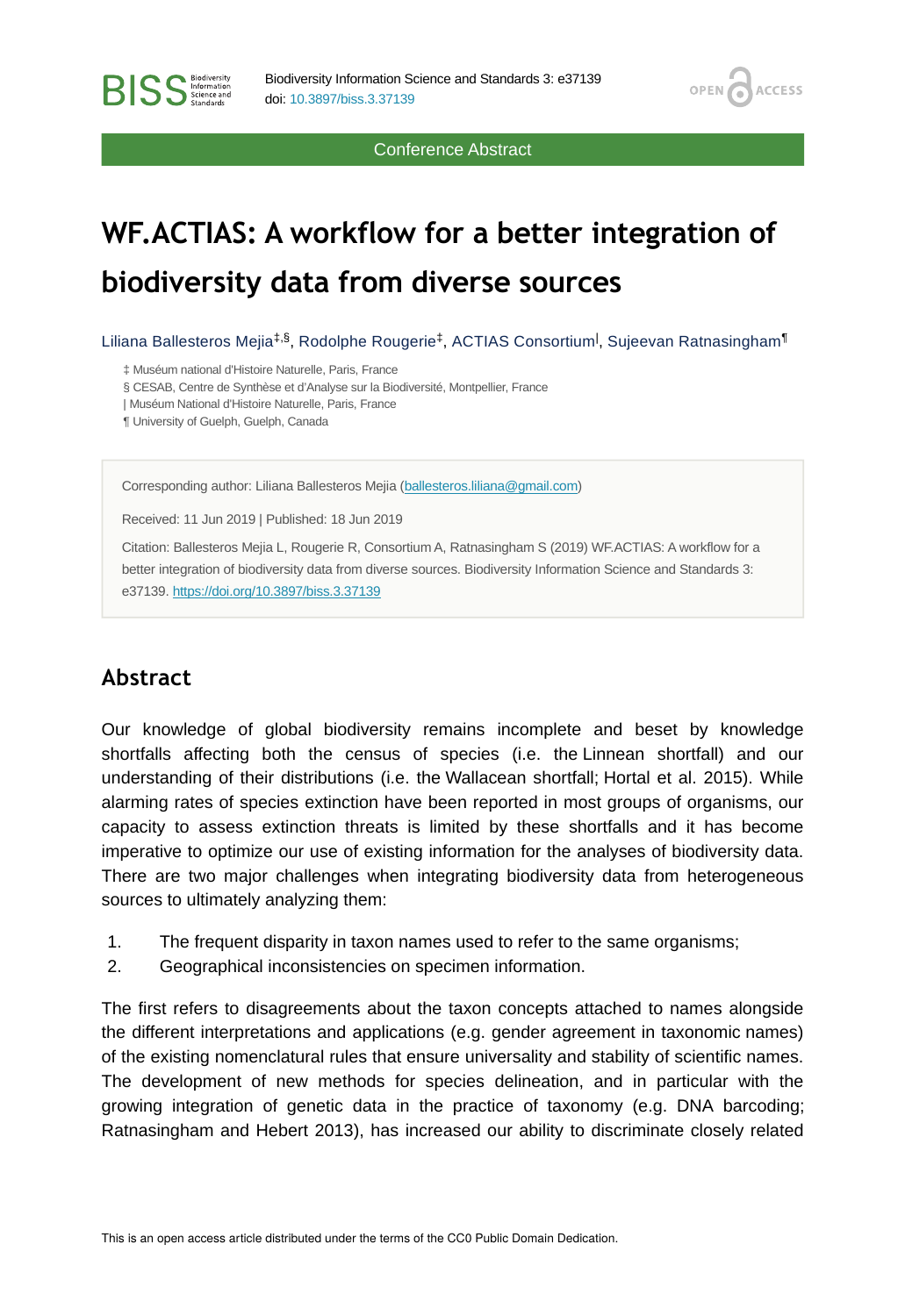Conference Abstract

# WF.ACTIAS: A workflow for a better integration of biodiversity data from diverse sources

Liliana Ballesteros Mejia[‡,§], Rodolphe Rougerie[‡], ACTIAS Consortium[|], Sujeevan Ratnasingham[¶]

‡ Muséum national d'Histoire Naturelle, Paris, France
§ CESAB, Centre de Synthèse et d'Analyse sur la Biodiversité, Montpellier, France
| Muséum National d'Histoire Naturelle, Paris, France
¶ University of Guelph, Guelph, Canada

Corresponding author: Liliana Ballesteros Mejia (ballesteros.liliana@gmail.com)

Received: 11 Jun 2019 | Published: 18 Jun 2019

Citation: Ballesteros Mejia L, Rougerie R, Consortium A, Ratnasingham S (2019) WF.ACTIAS: A workflow for a better integration of biodiversity data from diverse sources. Biodiversity Information Science and Standards 3: e37139. https://doi.org/10.3897/biss.3.37139

## Abstract

Our knowledge of global biodiversity remains incomplete and beset by knowledge shortfalls affecting both the census of species (i.e. the Linnean shortfall) and our understanding of their distributions (i.e. the Wallacean shortfall; Hortal et al. 2015). While alarming rates of species extinction have been reported in most groups of organisms, our capacity to assess extinction threats is limited by these shortfalls and it has become imperative to optimize our use of existing information for the analyses of biodiversity data. There are two major challenges when integrating biodiversity data from heterogeneous sources to ultimately analyzing them:

1. The frequent disparity in taxon names used to refer to the same organisms;
2. Geographical inconsistencies on specimen information.

The first refers to disagreements about the taxon concepts attached to names alongside the different interpretations and applications (e.g. gender agreement in taxonomic names) of the existing nomenclatural rules that ensure universality and stability of scientific names. The development of new methods for species delineation, and in particular with the growing integration of genetic data in the practice of taxonomy (e.g. DNA barcoding; Ratnasingham and Hebert 2013), has increased our ability to discriminate closely related

This is an open access article distributed under the terms of the CC0 Public Domain Dedication.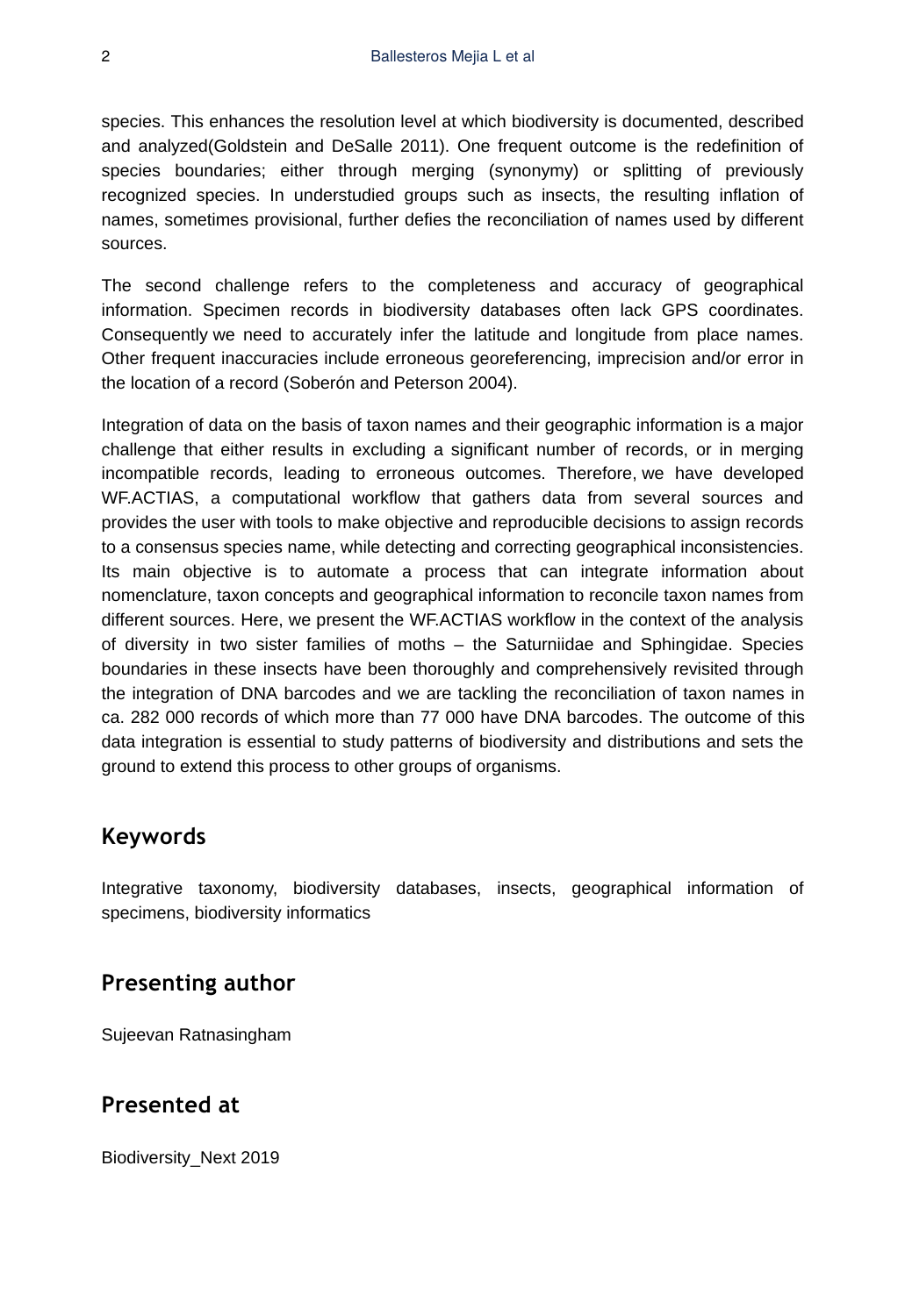species. This enhances the resolution level at which biodiversity is documented, described and analyzed(Goldstein and DeSalle 2011). One frequent outcome is the redefinition of species boundaries; either through merging (synonymy) or splitting of previously recognized species. In understudied groups such as insects, the resulting inflation of names, sometimes provisional, further defies the reconciliation of names used by different sources.

The second challenge refers to the completeness and accuracy of geographical information. Specimen records in biodiversity databases often lack GPS coordinates. Consequently we need to accurately infer the latitude and longitude from place names. Other frequent inaccuracies include erroneous georeferencing, imprecision and/or error in the location of a record (Soberón and Peterson 2004).

Integration of data on the basis of taxon names and their geographic information is a major challenge that either results in excluding a significant number of records, or in merging incompatible records, leading to erroneous outcomes. Therefore, we have developed WF.ACTIAS, a computational workflow that gathers data from several sources and provides the user with tools to make objective and reproducible decisions to assign records to a consensus species name, while detecting and correcting geographical inconsistencies. Its main objective is to automate a process that can integrate information about nomenclature, taxon concepts and geographical information to reconcile taxon names from different sources. Here, we present the WF.ACTIAS workflow in the context of the analysis of diversity in two sister families of moths – the Saturniidae and Sphingidae. Species boundaries in these insects have been thoroughly and comprehensively revisited through the integration of DNA barcodes and we are tackling the reconciliation of taxon names in ca. 282 000 records of which more than 77 000 have DNA barcodes. The outcome of this data integration is essential to study patterns of biodiversity and distributions and sets the ground to extend this process to other groups of organisms.

## Keywords

Integrative taxonomy, biodiversity databases, insects, geographical information of specimens, biodiversity informatics

## Presenting author

Sujeevan Ratnasingham

## Presented at

Biodiversity_Next 2019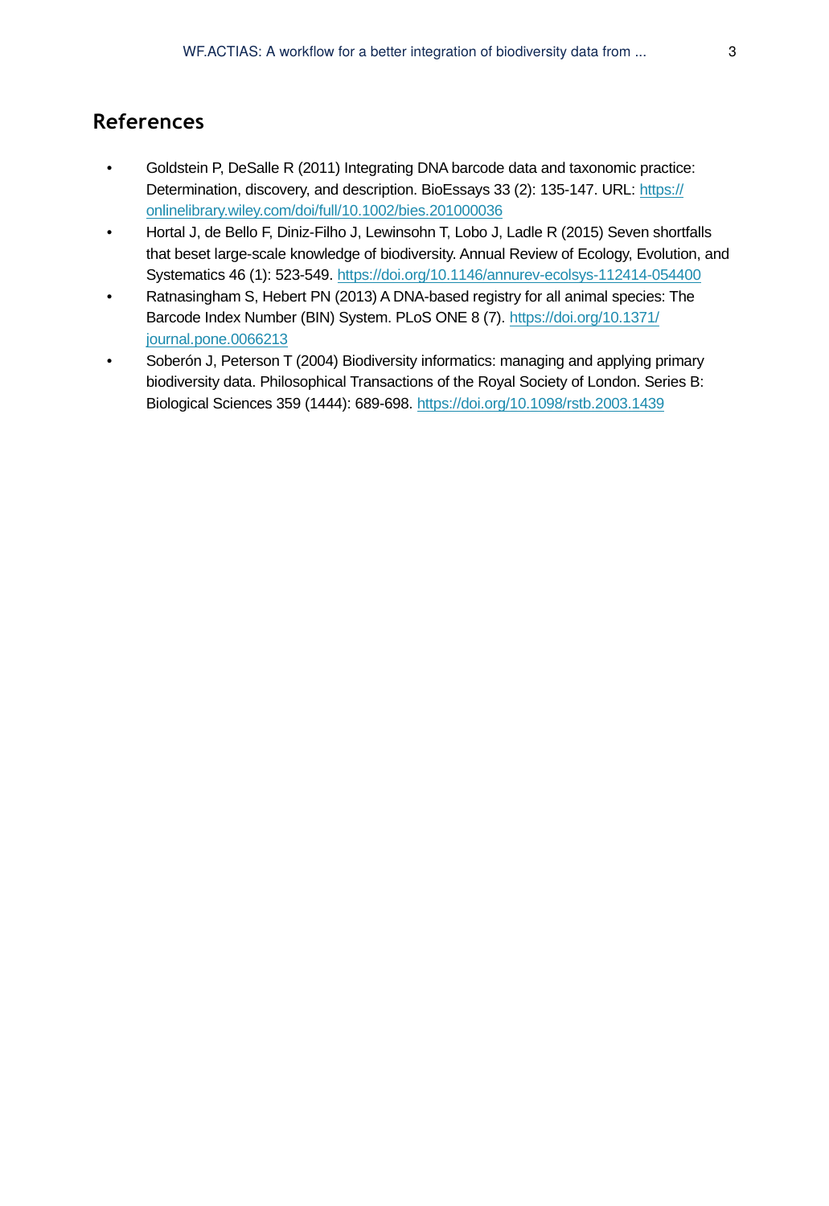## References

- Goldstein P, DeSalle R (2011) Integrating DNA barcode data and taxonomic practice: Determination, discovery, and description. BioEssays 33 (2): 135-147. URL: https://onlinelibrary.wiley.com/doi/full/10.1002/bies.201000036
- Hortal J, de Bello F, Diniz-Filho J, Lewinsohn T, Lobo J, Ladle R (2015) Seven shortfalls that beset large-scale knowledge of biodiversity. Annual Review of Ecology, Evolution, and Systematics 46 (1): 523-549. https://doi.org/10.1146/annurev-ecolsys-112414-054400
- Ratnasingham S, Hebert PN (2013) A DNA-based registry for all animal species: The Barcode Index Number (BIN) System. PLoS ONE 8 (7). https://doi.org/10.1371/journal.pone.0066213
- Soberón J, Peterson T (2004) Biodiversity informatics: managing and applying primary biodiversity data. Philosophical Transactions of the Royal Society of London. Series B: Biological Sciences 359 (1444): 689-698. https://doi.org/10.1098/rstb.2003.1439